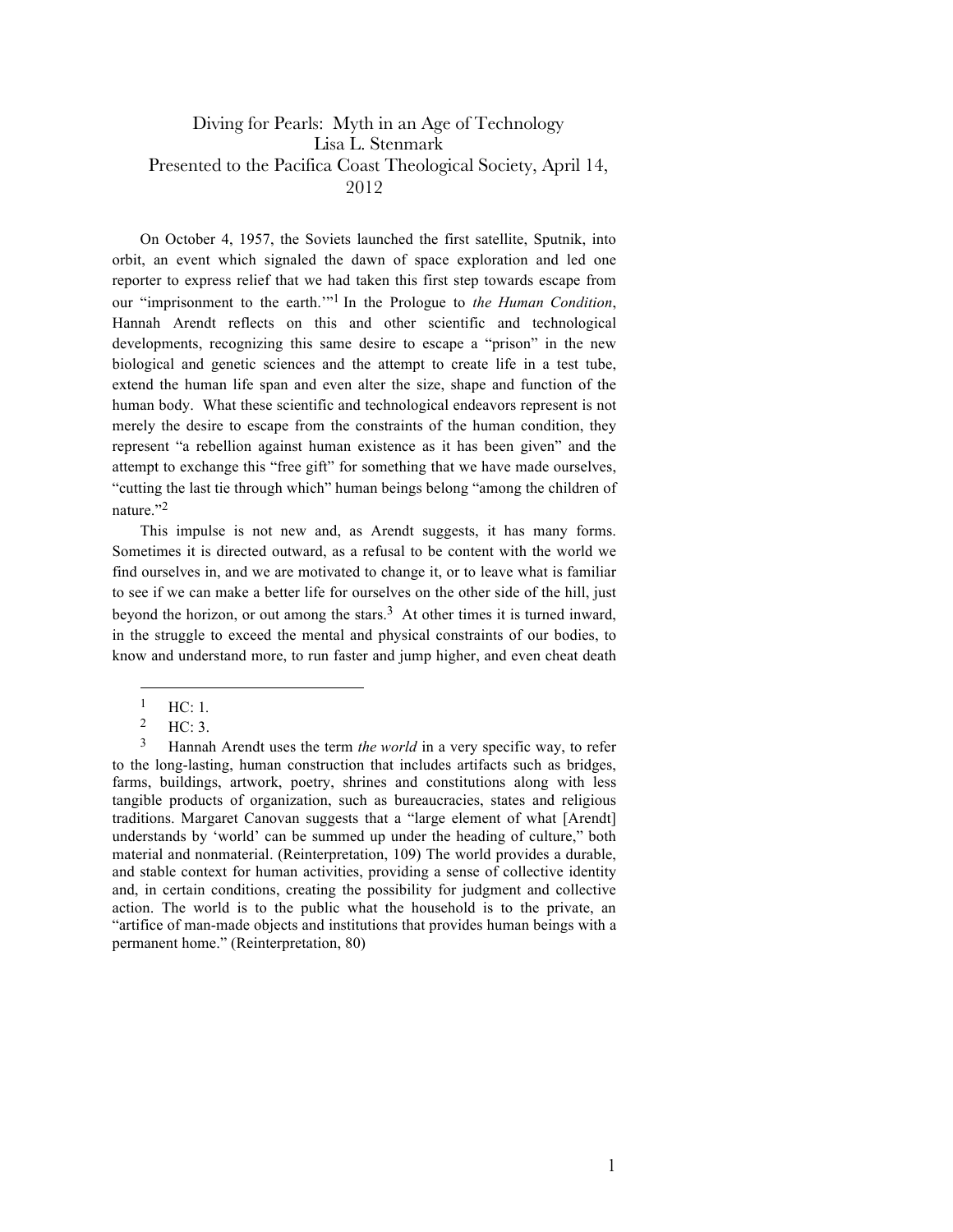# Diving for Pearls: Myth in an Age of Technology
Lisa L. Stenmark
Presented to the Pacifica Coast Theological Society, April 14, 2012

On October 4, 1957, the Soviets launched the first satellite, Sputnik, into orbit, an event which signaled the dawn of space exploration and led one reporter to express relief that we had taken this first step towards escape from our "imprisonment to the earth.'"[1] In the Prologue to *the Human Condition*, Hannah Arendt reflects on this and other scientific and technological developments, recognizing this same desire to escape a "prison" in the new biological and genetic sciences and the attempt to create life in a test tube, extend the human life span and even alter the size, shape and function of the human body. What these scientific and technological endeavors represent is not merely the desire to escape from the constraints of the human condition, they represent "a rebellion against human existence as it has been given" and the attempt to exchange this "free gift" for something that we have made ourselves, "cutting the last tie through which" human beings belong "among the children of nature."[2]

This impulse is not new and, as Arendt suggests, it has many forms. Sometimes it is directed outward, as a refusal to be content with the world we find ourselves in, and we are motivated to change it, or to leave what is familiar to see if we can make a better life for ourselves on the other side of the hill, just beyond the horizon, or out among the stars.[3] At other times it is turned inward, in the struggle to exceed the mental and physical constraints of our bodies, to know and understand more, to run faster and jump higher, and even cheat death

---

[1] HC: 1.

[2] HC: 3.

[3] Hannah Arendt uses the term *the world* in a very specific way, to refer to the long-lasting, human construction that includes artifacts such as bridges, farms, buildings, artwork, poetry, shrines and constitutions along with less tangible products of organization, such as bureaucracies, states and religious traditions. Margaret Canovan suggests that a "large element of what [Arendt] understands by 'world' can be summed up under the heading of culture," both material and nonmaterial. (Reinterpretation, 109) The world provides a durable, and stable context for human activities, providing a sense of collective identity and, in certain conditions, creating the possibility for judgment and collective action. The world is to the public what the household is to the private, an "artifice of man-made objects and institutions that provides human beings with a permanent home." (Reinterpretation, 80)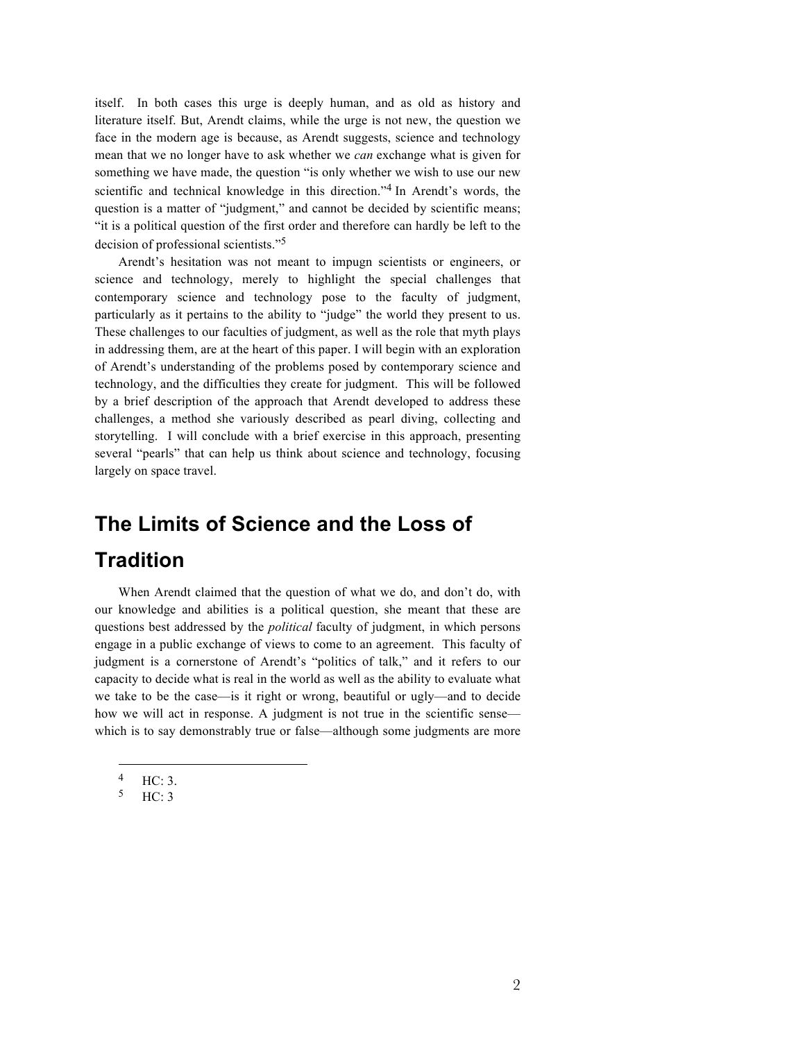itself. In both cases this urge is deeply human, and as old as history and literature itself. But, Arendt claims, while the urge is not new, the question we face in the modern age is because, as Arendt suggests, science and technology mean that we no longer have to ask whether we *can* exchange what is given for something we have made, the question "is only whether we wish to use our new scientific and technical knowledge in this direction."[4] In Arendt's words, the question is a matter of "judgment," and cannot be decided by scientific means; "it is a political question of the first order and therefore can hardly be left to the decision of professional scientists."[5]

Arendt's hesitation was not meant to impugn scientists or engineers, or science and technology, merely to highlight the special challenges that contemporary science and technology pose to the faculty of judgment, particularly as it pertains to the ability to "judge" the world they present to us. These challenges to our faculties of judgment, as well as the role that myth plays in addressing them, are at the heart of this paper. I will begin with an exploration of Arendt's understanding of the problems posed by contemporary science and technology, and the difficulties they create for judgment. This will be followed by a brief description of the approach that Arendt developed to address these challenges, a method she variously described as pearl diving, collecting and storytelling. I will conclude with a brief exercise in this approach, presenting several "pearls" that can help us think about science and technology, focusing largely on space travel.

## The Limits of Science and the Loss of Tradition

When Arendt claimed that the question of what we do, and don't do, with our knowledge and abilities is a political question, she meant that these are questions best addressed by the *political* faculty of judgment, in which persons engage in a public exchange of views to come to an agreement. This faculty of judgment is a cornerstone of Arendt's "politics of talk," and it refers to our capacity to decide what is real in the world as well as the ability to evaluate what we take to be the case—is it right or wrong, beautiful or ugly—and to decide how we will act in response. A judgment is not true in the scientific sense—which is to say demonstrably true or false—although some judgments are more

[4] HC: 3.

[5] HC: 3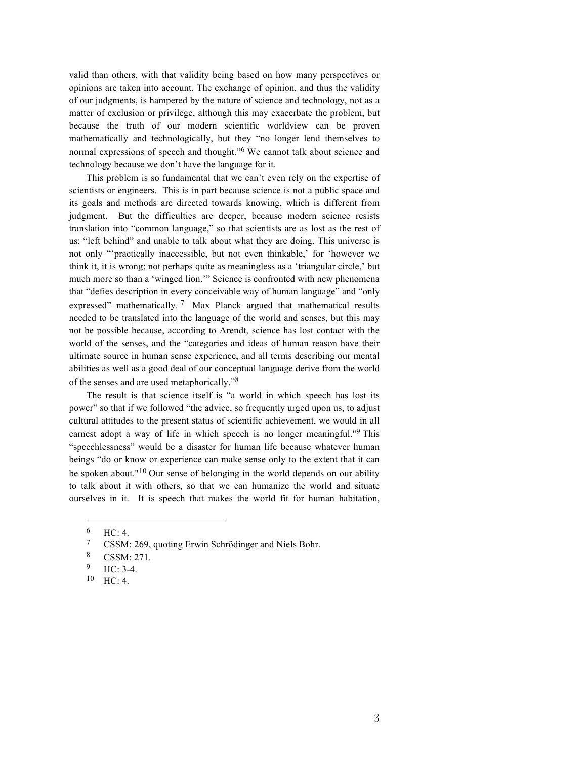valid than others, with that validity being based on how many perspectives or opinions are taken into account. The exchange of opinion, and thus the validity of our judgments, is hampered by the nature of science and technology, not as a matter of exclusion or privilege, although this may exacerbate the problem, but because the truth of our modern scientific worldview can be proven mathematically and technologically, but they "no longer lend themselves to normal expressions of speech and thought."[6] We cannot talk about science and technology because we don't have the language for it.

This problem is so fundamental that we can't even rely on the expertise of scientists or engineers. This is in part because science is not a public space and its goals and methods are directed towards knowing, which is different from judgment. But the difficulties are deeper, because modern science resists translation into "common language," so that scientists are as lost as the rest of us: "left behind" and unable to talk about what they are doing. This universe is not only "'practically inaccessible, but not even thinkable,' for 'however we think it, it is wrong; not perhaps quite as meaningless as a 'triangular circle,' but much more so than a 'winged lion.'" Science is confronted with new phenomena that "defies description in every conceivable way of human language" and "only expressed" mathematically.[7] Max Planck argued that mathematical results needed to be translated into the language of the world and senses, but this may not be possible because, according to Arendt, science has lost contact with the world of the senses, and the "categories and ideas of human reason have their ultimate source in human sense experience, and all terms describing our mental abilities as well as a good deal of our conceptual language derive from the world of the senses and are used metaphorically."[8]

The result is that science itself is "a world in which speech has lost its power" so that if we followed "the advice, so frequently urged upon us, to adjust cultural attitudes to the present status of scientific achievement, we would in all earnest adopt a way of life in which speech is no longer meaningful."[9] This "speechlessness" would be a disaster for human life because whatever human beings "do or know or experience can make sense only to the extent that it can be spoken about."[10] Our sense of belonging in the world depends on our ability to talk about it with others, so that we can humanize the world and situate ourselves in it. It is speech that makes the world fit for human habitation,

---

[6] HC: 4.

[7] CSSM: 269, quoting Erwin Schrödinger and Niels Bohr.

[8] CSSM: 271.

[9] HC: 3-4.

[10] HC: 4.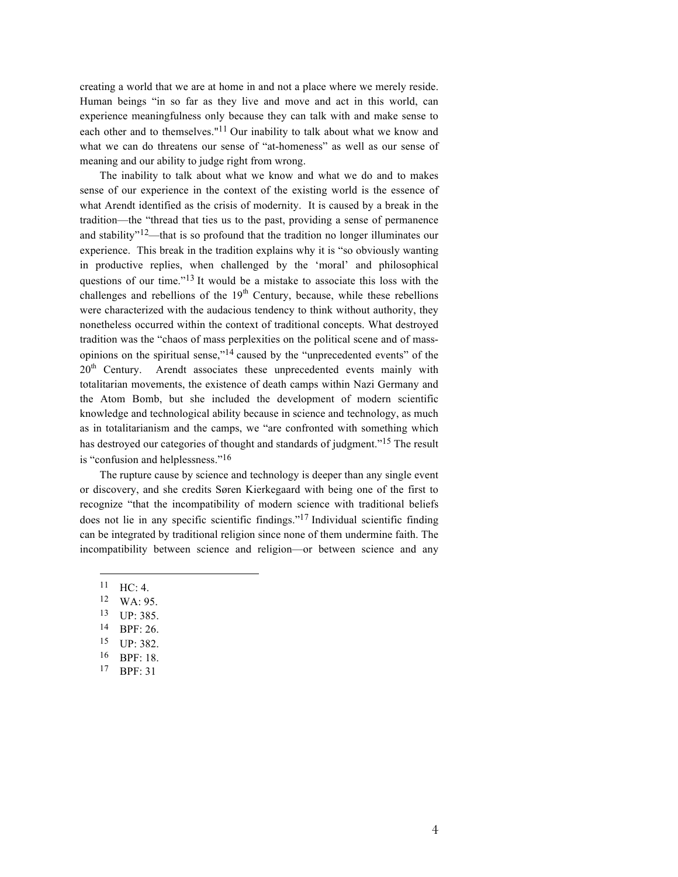creating a world that we are at home in and not a place where we merely reside. Human beings "in so far as they live and move and act in this world, can experience meaningfulness only because they can talk with and make sense to each other and to themselves."[11] Our inability to talk about what we know and what we can do threatens our sense of "at-homeness" as well as our sense of meaning and our ability to judge right from wrong.

The inability to talk about what we know and what we do and to makes sense of our experience in the context of the existing world is the essence of what Arendt identified as the crisis of modernity. It is caused by a break in the tradition—the "thread that ties us to the past, providing a sense of permanence and stability"[12]—that is so profound that the tradition no longer illuminates our experience. This break in the tradition explains why it is "so obviously wanting in productive replies, when challenged by the 'moral' and philosophical questions of our time."[13] It would be a mistake to associate this loss with the challenges and rebellions of the 19th Century, because, while these rebellions were characterized with the audacious tendency to think without authority, they nonetheless occurred within the context of traditional concepts. What destroyed tradition was the "chaos of mass perplexities on the political scene and of mass-opinions on the spiritual sense,"[14] caused by the "unprecedented events" of the 20th Century. Arendt associates these unprecedented events mainly with totalitarian movements, the existence of death camps within Nazi Germany and the Atom Bomb, but she included the development of modern scientific knowledge and technological ability because in science and technology, as much as in totalitarianism and the camps, we "are confronted with something which has destroyed our categories of thought and standards of judgment."[15] The result is "confusion and helplessness."[16]

The rupture cause by science and technology is deeper than any single event or discovery, and she credits Søren Kierkegaard with being one of the first to recognize "that the incompatibility of modern science with traditional beliefs does not lie in any specific scientific findings."[17] Individual scientific finding can be integrated by traditional religion since none of them undermine faith. The incompatibility between science and religion—or between science and any

---

[11] HC: 4.
[12] WA: 95.
[13] UP: 385.
[14] BPF: 26.
[15] UP: 382.
[16] BPF: 18.
[17] BPF: 31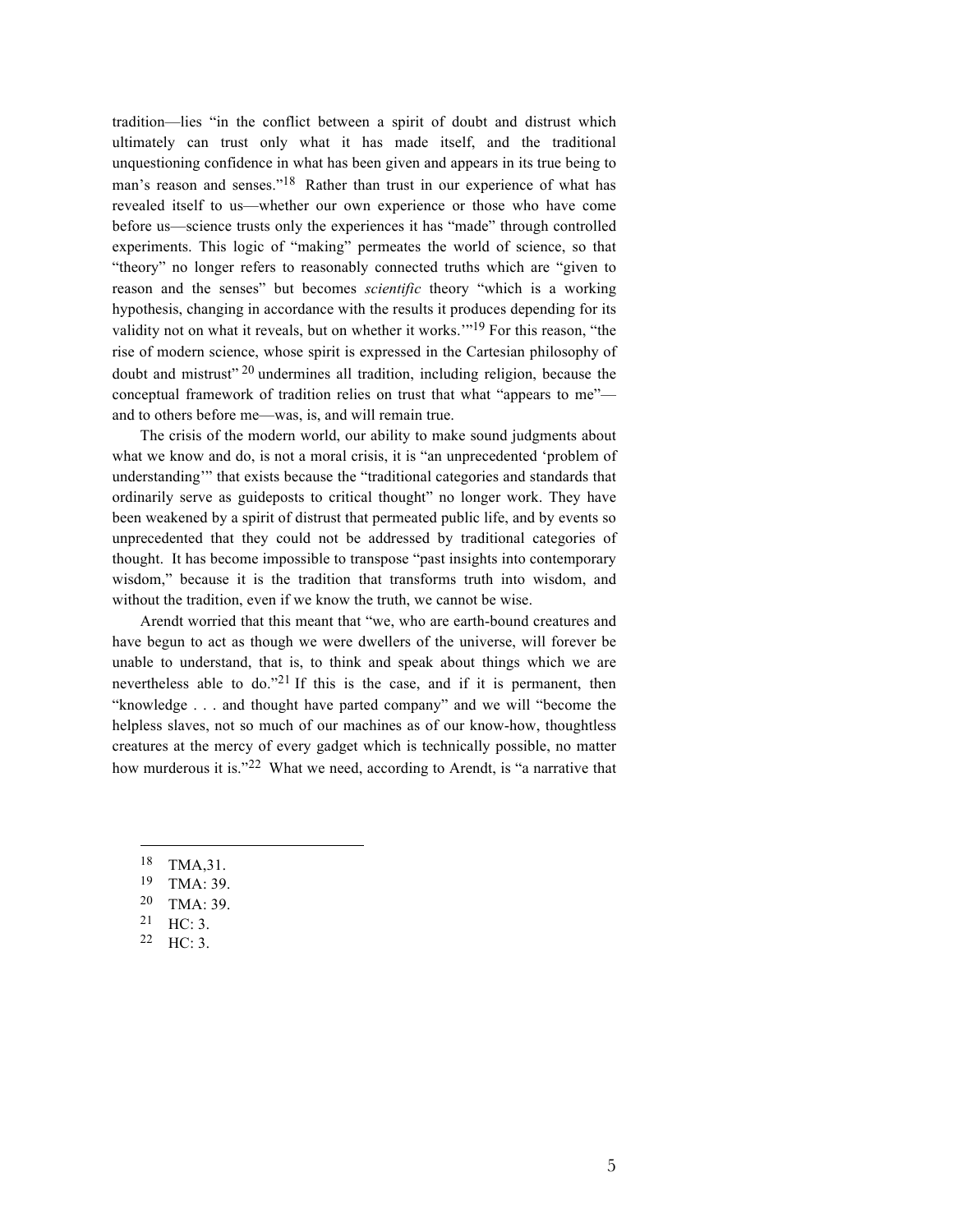tradition—lies "in the conflict between a spirit of doubt and distrust which ultimately can trust only what it has made itself, and the traditional unquestioning confidence in what has been given and appears in its true being to man's reason and senses."[18] Rather than trust in our experience of what has revealed itself to us—whether our own experience or those who have come before us—science trusts only the experiences it has "made" through controlled experiments. This logic of "making" permeates the world of science, so that "theory" no longer refers to reasonably connected truths which are "given to reason and the senses" but becomes *scientific* theory "which is a working hypothesis, changing in accordance with the results it produces depending for its validity not on what it reveals, but on whether it works.'"[19] For this reason, "the rise of modern science, whose spirit is expressed in the Cartesian philosophy of doubt and mistrust"[20] undermines all tradition, including religion, because the conceptual framework of tradition relies on trust that what "appears to me"—and to others before me—was, is, and will remain true.

The crisis of the modern world, our ability to make sound judgments about what we know and do, is not a moral crisis, it is "an unprecedented 'problem of understanding'" that exists because the "traditional categories and standards that ordinarily serve as guideposts to critical thought" no longer work. They have been weakened by a spirit of distrust that permeated public life, and by events so unprecedented that they could not be addressed by traditional categories of thought. It has become impossible to transpose "past insights into contemporary wisdom," because it is the tradition that transforms truth into wisdom, and without the tradition, even if we know the truth, we cannot be wise.

Arendt worried that this meant that "we, who are earth-bound creatures and have begun to act as though we were dwellers of the universe, will forever be unable to understand, that is, to think and speak about things which we are nevertheless able to do."[21] If this is the case, and if it is permanent, then "knowledge . . . and thought have parted company" and we will "become the helpless slaves, not so much of our machines as of our know-how, thoughtless creatures at the mercy of every gadget which is technically possible, no matter how murderous it is."[22] What we need, according to Arendt, is "a narrative that

---

[18] TMA,31.

[19] TMA: 39.

[20] TMA: 39.

[21] HC: 3.

[22] HC: 3.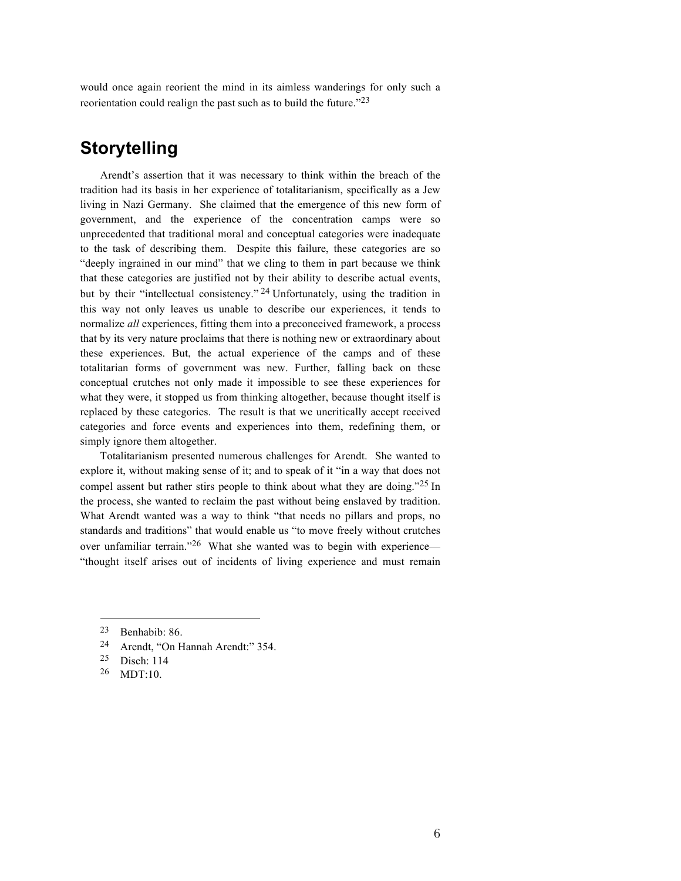would once again reorient the mind in its aimless wanderings for only such a reorientation could realign the past such as to build the future."[23]

## Storytelling

Arendt's assertion that it was necessary to think within the breach of the tradition had its basis in her experience of totalitarianism, specifically as a Jew living in Nazi Germany. She claimed that the emergence of this new form of government, and the experience of the concentration camps were so unprecedented that traditional moral and conceptual categories were inadequate to the task of describing them. Despite this failure, these categories are so "deeply ingrained in our mind" that we cling to them in part because we think that these categories are justified not by their ability to describe actual events, but by their "intellectual consistency."[24] Unfortunately, using the tradition in this way not only leaves us unable to describe our experiences, it tends to normalize *all* experiences, fitting them into a preconceived framework, a process that by its very nature proclaims that there is nothing new or extraordinary about these experiences. But, the actual experience of the camps and of these totalitarian forms of government was new. Further, falling back on these conceptual crutches not only made it impossible to see these experiences for what they were, it stopped us from thinking altogether, because thought itself is replaced by these categories. The result is that we uncritically accept received categories and force events and experiences into them, redefining them, or simply ignore them altogether.

Totalitarianism presented numerous challenges for Arendt. She wanted to explore it, without making sense of it; and to speak of it "in a way that does not compel assent but rather stirs people to think about what they are doing."[25] In the process, she wanted to reclaim the past without being enslaved by tradition. What Arendt wanted was a way to think "that needs no pillars and props, no standards and traditions" that would enable us "to move freely without crutches over unfamiliar terrain."[26] What she wanted was to begin with experience—"thought itself arises out of incidents of living experience and must remain

---

[23] Benhabib: 86.

[24] Arendt, "On Hannah Arendt:" 354.

[25] Disch: 114

[26] MDT:10.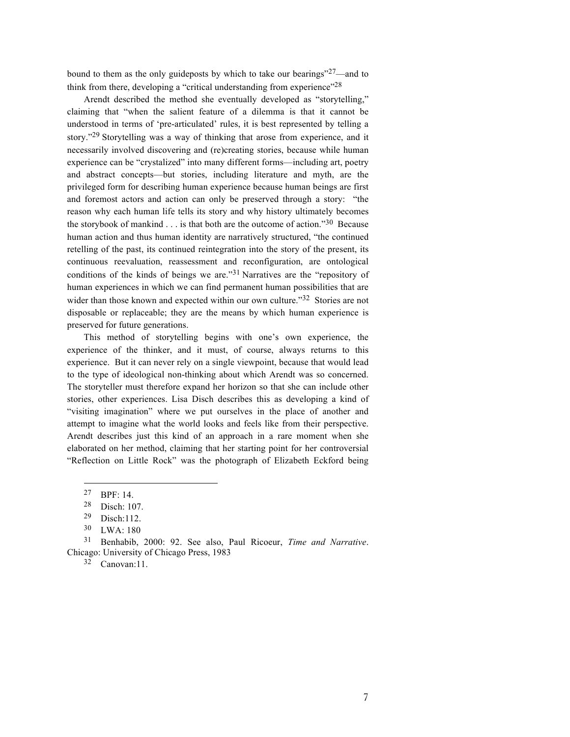bound to them as the only guideposts by which to take our bearings"[27]—and to think from there, developing a "critical understanding from experience"[28]

Arendt described the method she eventually developed as "storytelling," claiming that "when the salient feature of a dilemma is that it cannot be understood in terms of 'pre-articulated' rules, it is best represented by telling a story."[29] Storytelling was a way of thinking that arose from experience, and it necessarily involved discovering and (re)creating stories, because while human experience can be "crystalized" into many different forms—including art, poetry and abstract concepts—but stories, including literature and myth, are the privileged form for describing human experience because human beings are first and foremost actors and action can only be preserved through a story: "the reason why each human life tells its story and why history ultimately becomes the storybook of mankind . . . is that both are the outcome of action."[30] Because human action and thus human identity are narratively structured, "the continued retelling of the past, its continued reintegration into the story of the present, its continuous reevaluation, reassessment and reconfiguration, are ontological conditions of the kinds of beings we are."[31] Narratives are the "repository of human experiences in which we can find permanent human possibilities that are wider than those known and expected within our own culture."[32] Stories are not disposable or replaceable; they are the means by which human experience is preserved for future generations.

This method of storytelling begins with one's own experience, the experience of the thinker, and it must, of course, always returns to this experience. But it can never rely on a single viewpoint, because that would lead to the type of ideological non-thinking about which Arendt was so concerned. The storyteller must therefore expand her horizon so that she can include other stories, other experiences. Lisa Disch describes this as developing a kind of "visiting imagination" where we put ourselves in the place of another and attempt to imagine what the world looks and feels like from their perspective. Arendt describes just this kind of an approach in a rare moment when she elaborated on her method, claiming that her starting point for her controversial "Reflection on Little Rock" was the photograph of Elizabeth Eckford being

---

[27] BPF: 14.

[28] Disch: 107.

[29] Disch:112.

[30] LWA: 180

[31] Benhabib, 2000: 92. See also, Paul Ricoeur, *Time and Narrative*. Chicago: University of Chicago Press, 1983

[32] Canovan:11.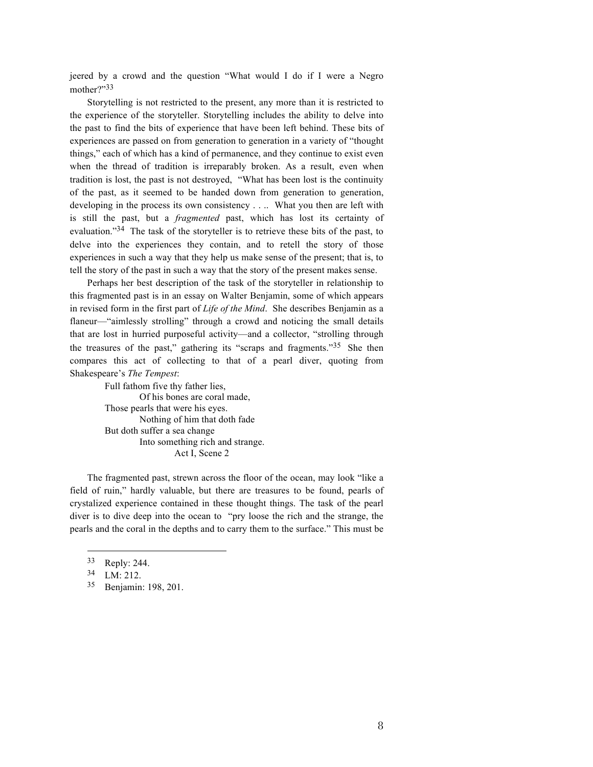jeered by a crowd and the question "What would I do if I were a Negro mother?"[33]

Storytelling is not restricted to the present, any more than it is restricted to the experience of the storyteller. Storytelling includes the ability to delve into the past to find the bits of experience that have been left behind. These bits of experiences are passed on from generation to generation in a variety of "thought things," each of which has a kind of permanence, and they continue to exist even when the thread of tradition is irreparably broken. As a result, even when tradition is lost, the past is not destroyed, "What has been lost is the continuity of the past, as it seemed to be handed down from generation to generation, developing in the process its own consistency . . .. What you then are left with is still the past, but a *fragmented* past, which has lost its certainty of evaluation."[34] The task of the storyteller is to retrieve these bits of the past, to delve into the experiences they contain, and to retell the story of those experiences in such a way that they help us make sense of the present; that is, to tell the story of the past in such a way that the story of the present makes sense.

Perhaps her best description of the task of the storyteller in relationship to this fragmented past is in an essay on Walter Benjamin, some of which appears in revised form in the first part of *Life of the Mind*. She describes Benjamin as a flaneur—"aimlessly strolling" through a crowd and noticing the small details that are lost in hurried purposeful activity—and a collector, "strolling through the treasures of the past," gathering its "scraps and fragments."[35] She then compares this act of collecting to that of a pearl diver, quoting from Shakespeare's *The Tempest*:

> Full fathom five thy father lies,
> Of his bones are coral made,
> Those pearls that were his eyes.
> Nothing of him that doth fade
> But doth suffer a sea change
> Into something rich and strange.
> Act I, Scene 2

The fragmented past, strewn across the floor of the ocean, may look "like a field of ruin," hardly valuable, but there are treasures to be found, pearls of crystalized experience contained in these thought things. The task of the pearl diver is to dive deep into the ocean to "pry loose the rich and the strange, the pearls and the coral in the depths and to carry them to the surface." This must be

---

[33] Reply: 244.

[34] LM: 212.

[35] Benjamin: 198, 201.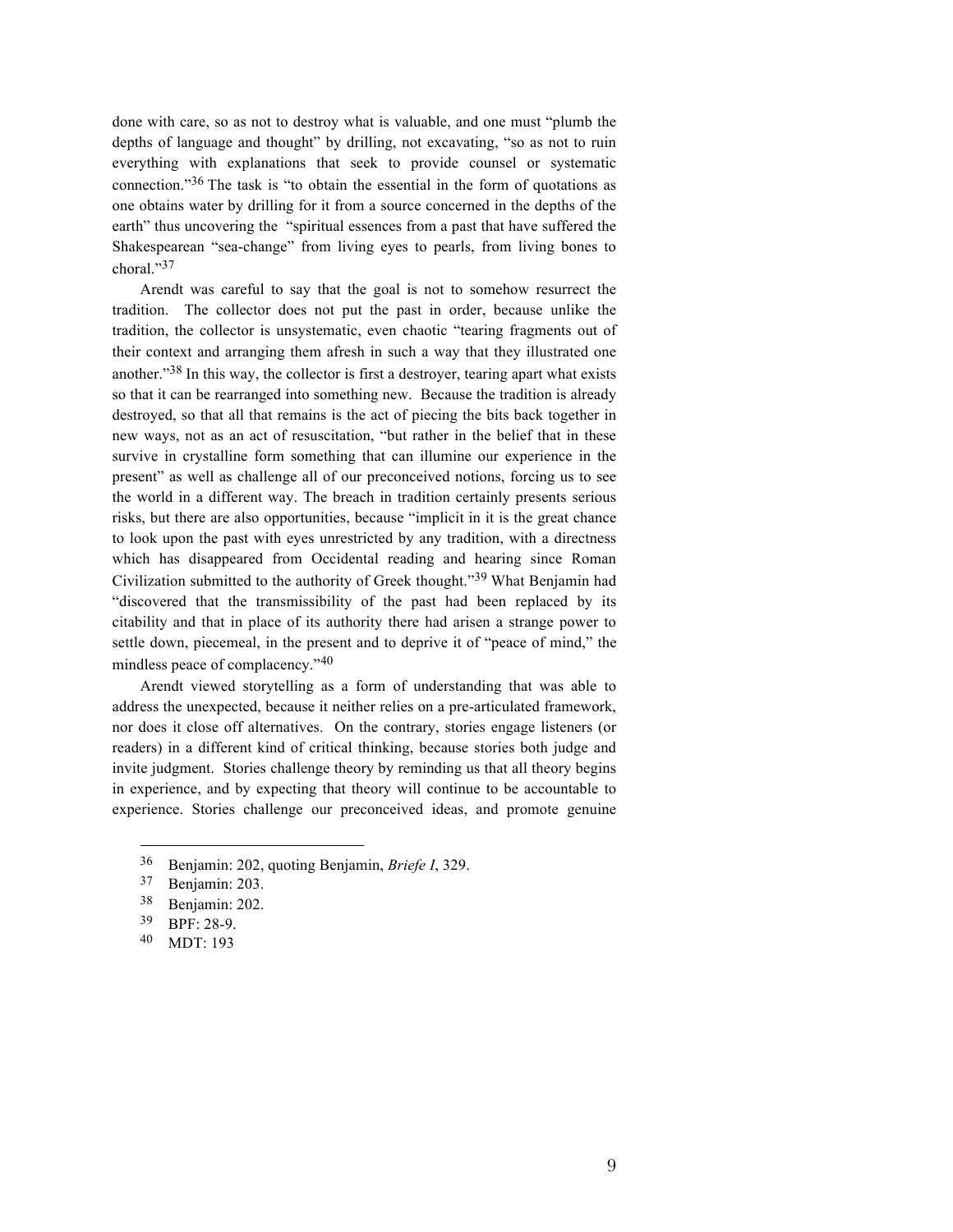done with care, so as not to destroy what is valuable, and one must "plumb the depths of language and thought" by drilling, not excavating, "so as not to ruin everything with explanations that seek to provide counsel or systematic connection."[36] The task is "to obtain the essential in the form of quotations as one obtains water by drilling for it from a source concerned in the depths of the earth" thus uncovering the "spiritual essences from a past that have suffered the Shakespearean "sea-change" from living eyes to pearls, from living bones to choral."[37]

Arendt was careful to say that the goal is not to somehow resurrect the tradition. The collector does not put the past in order, because unlike the tradition, the collector is unsystematic, even chaotic "tearing fragments out of their context and arranging them afresh in such a way that they illustrated one another."[38] In this way, the collector is first a destroyer, tearing apart what exists so that it can be rearranged into something new. Because the tradition is already destroyed, so that all that remains is the act of piecing the bits back together in new ways, not as an act of resuscitation, "but rather in the belief that in these survive in crystalline form something that can illumine our experience in the present" as well as challenge all of our preconceived notions, forcing us to see the world in a different way. The breach in tradition certainly presents serious risks, but there are also opportunities, because "implicit in it is the great chance to look upon the past with eyes unrestricted by any tradition, with a directness which has disappeared from Occidental reading and hearing since Roman Civilization submitted to the authority of Greek thought."[39] What Benjamin had "discovered that the transmissibility of the past had been replaced by its citability and that in place of its authority there had arisen a strange power to settle down, piecemeal, in the present and to deprive it of "peace of mind," the mindless peace of complacency."[40]

Arendt viewed storytelling as a form of understanding that was able to address the unexpected, because it neither relies on a pre-articulated framework, nor does it close off alternatives. On the contrary, stories engage listeners (or readers) in a different kind of critical thinking, because stories both judge and invite judgment. Stories challenge theory by reminding us that all theory begins in experience, and by expecting that theory will continue to be accountable to experience. Stories challenge our preconceived ideas, and promote genuine

---

36 Benjamin: 202, quoting Benjamin, *Briefe I*, 329.

37 Benjamin: 203.

38 Benjamin: 202.

39 BPF: 28-9.

40 MDT: 193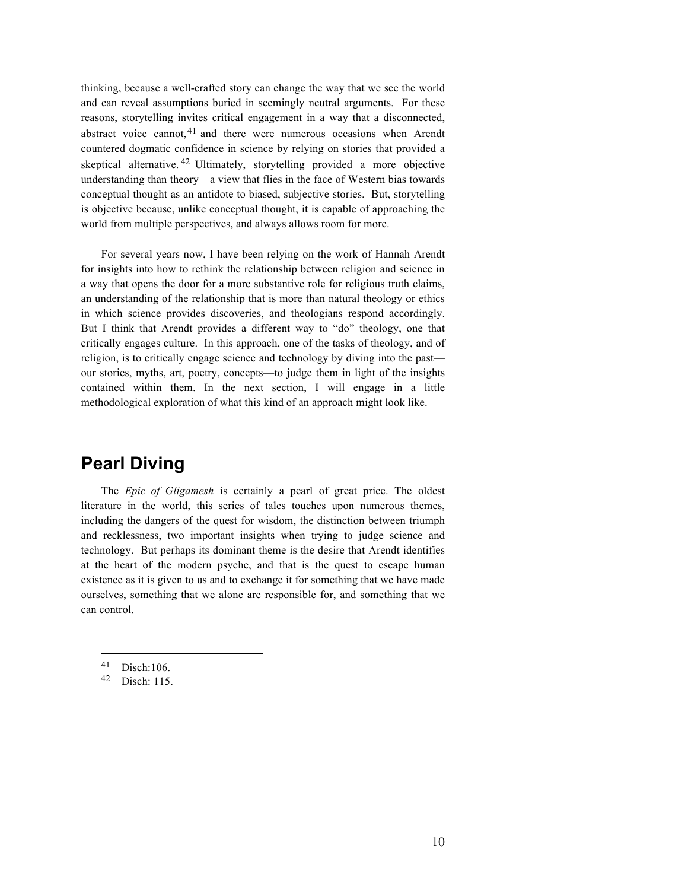thinking, because a well-crafted story can change the way that we see the world and can reveal assumptions buried in seemingly neutral arguments. For these reasons, storytelling invites critical engagement in a way that a disconnected, abstract voice cannot,[41] and there were numerous occasions when Arendt countered dogmatic confidence in science by relying on stories that provided a skeptical alternative.[42] Ultimately, storytelling provided a more objective understanding than theory—a view that flies in the face of Western bias towards conceptual thought as an antidote to biased, subjective stories. But, storytelling is objective because, unlike conceptual thought, it is capable of approaching the world from multiple perspectives, and always allows room for more.

For several years now, I have been relying on the work of Hannah Arendt for insights into how to rethink the relationship between religion and science in a way that opens the door for a more substantive role for religious truth claims, an understanding of the relationship that is more than natural theology or ethics in which science provides discoveries, and theologians respond accordingly. But I think that Arendt provides a different way to "do" theology, one that critically engages culture. In this approach, one of the tasks of theology, and of religion, is to critically engage science and technology by diving into the past—our stories, myths, art, poetry, concepts—to judge them in light of the insights contained within them. In the next section, I will engage in a little methodological exploration of what this kind of an approach might look like.

## Pearl Diving

The *Epic of Gligamesh* is certainly a pearl of great price. The oldest literature in the world, this series of tales touches upon numerous themes, including the dangers of the quest for wisdom, the distinction between triumph and recklessness, two important insights when trying to judge science and technology. But perhaps its dominant theme is the desire that Arendt identifies at the heart of the modern psyche, and that is the quest to escape human existence as it is given to us and to exchange it for something that we have made ourselves, something that we alone are responsible for, and something that we can control.

---

[41] Disch:106.

[42] Disch: 115.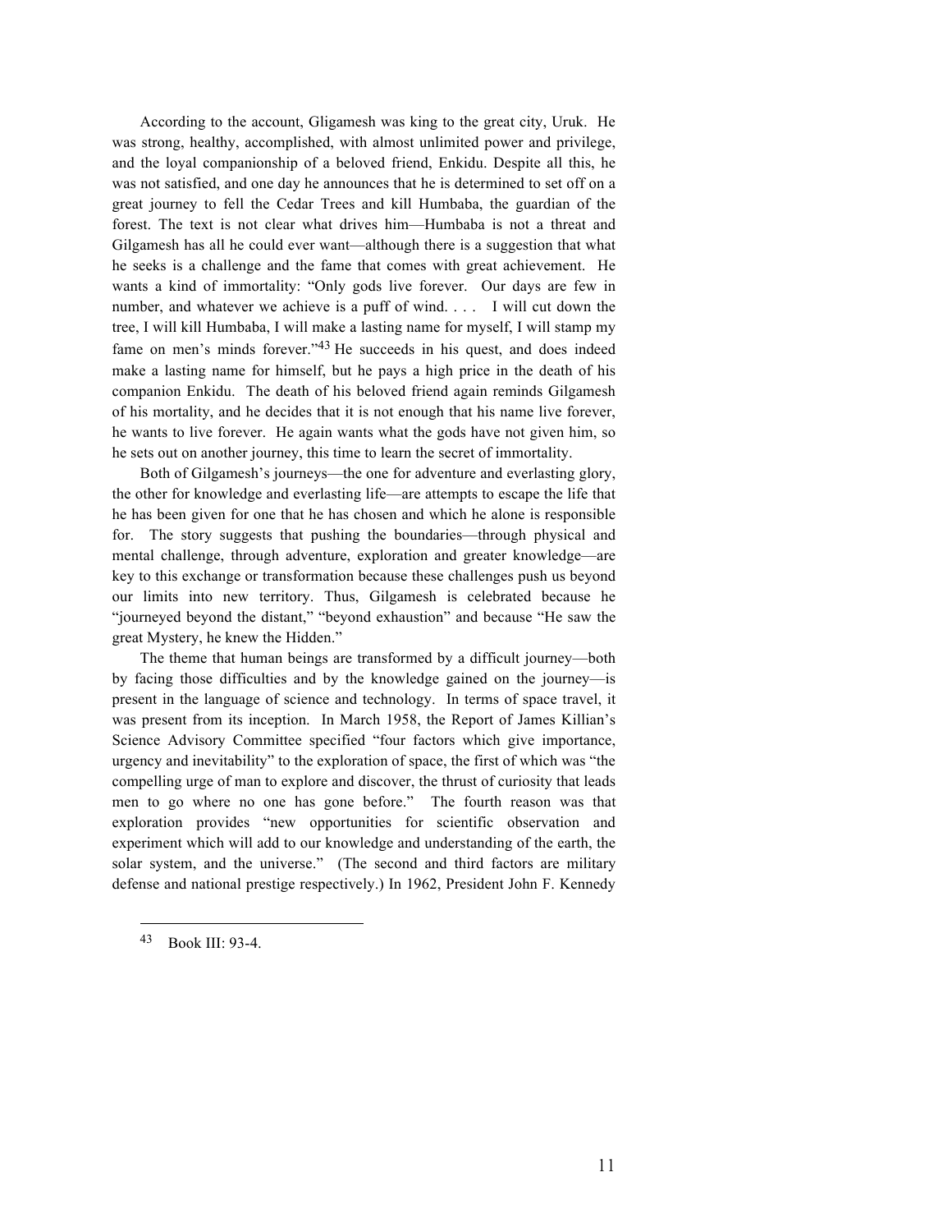According to the account, Gligamesh was king to the great city, Uruk. He was strong, healthy, accomplished, with almost unlimited power and privilege, and the loyal companionship of a beloved friend, Enkidu. Despite all this, he was not satisfied, and one day he announces that he is determined to set off on a great journey to fell the Cedar Trees and kill Humbaba, the guardian of the forest. The text is not clear what drives him—Humbaba is not a threat and Gilgamesh has all he could ever want—although there is a suggestion that what he seeks is a challenge and the fame that comes with great achievement. He wants a kind of immortality: "Only gods live forever. Our days are few in number, and whatever we achieve is a puff of wind. . . . I will cut down the tree, I will kill Humbaba, I will make a lasting name for myself, I will stamp my fame on men's minds forever."[43] He succeeds in his quest, and does indeed make a lasting name for himself, but he pays a high price in the death of his companion Enkidu. The death of his beloved friend again reminds Gilgamesh of his mortality, and he decides that it is not enough that his name live forever, he wants to live forever. He again wants what the gods have not given him, so he sets out on another journey, this time to learn the secret of immortality.

Both of Gilgamesh's journeys—the one for adventure and everlasting glory, the other for knowledge and everlasting life—are attempts to escape the life that he has been given for one that he has chosen and which he alone is responsible for. The story suggests that pushing the boundaries—through physical and mental challenge, through adventure, exploration and greater knowledge—are key to this exchange or transformation because these challenges push us beyond our limits into new territory. Thus, Gilgamesh is celebrated because he "journeyed beyond the distant," "beyond exhaustion" and because "He saw the great Mystery, he knew the Hidden."

The theme that human beings are transformed by a difficult journey—both by facing those difficulties and by the knowledge gained on the journey—is present in the language of science and technology. In terms of space travel, it was present from its inception. In March 1958, the Report of James Killian's Science Advisory Committee specified "four factors which give importance, urgency and inevitability" to the exploration of space, the first of which was "the compelling urge of man to explore and discover, the thrust of curiosity that leads men to go where no one has gone before." The fourth reason was that exploration provides "new opportunities for scientific observation and experiment which will add to our knowledge and understanding of the earth, the solar system, and the universe." (The second and third factors are military defense and national prestige respectively.) In 1962, President John F. Kennedy

---

[43] Book III: 93-4.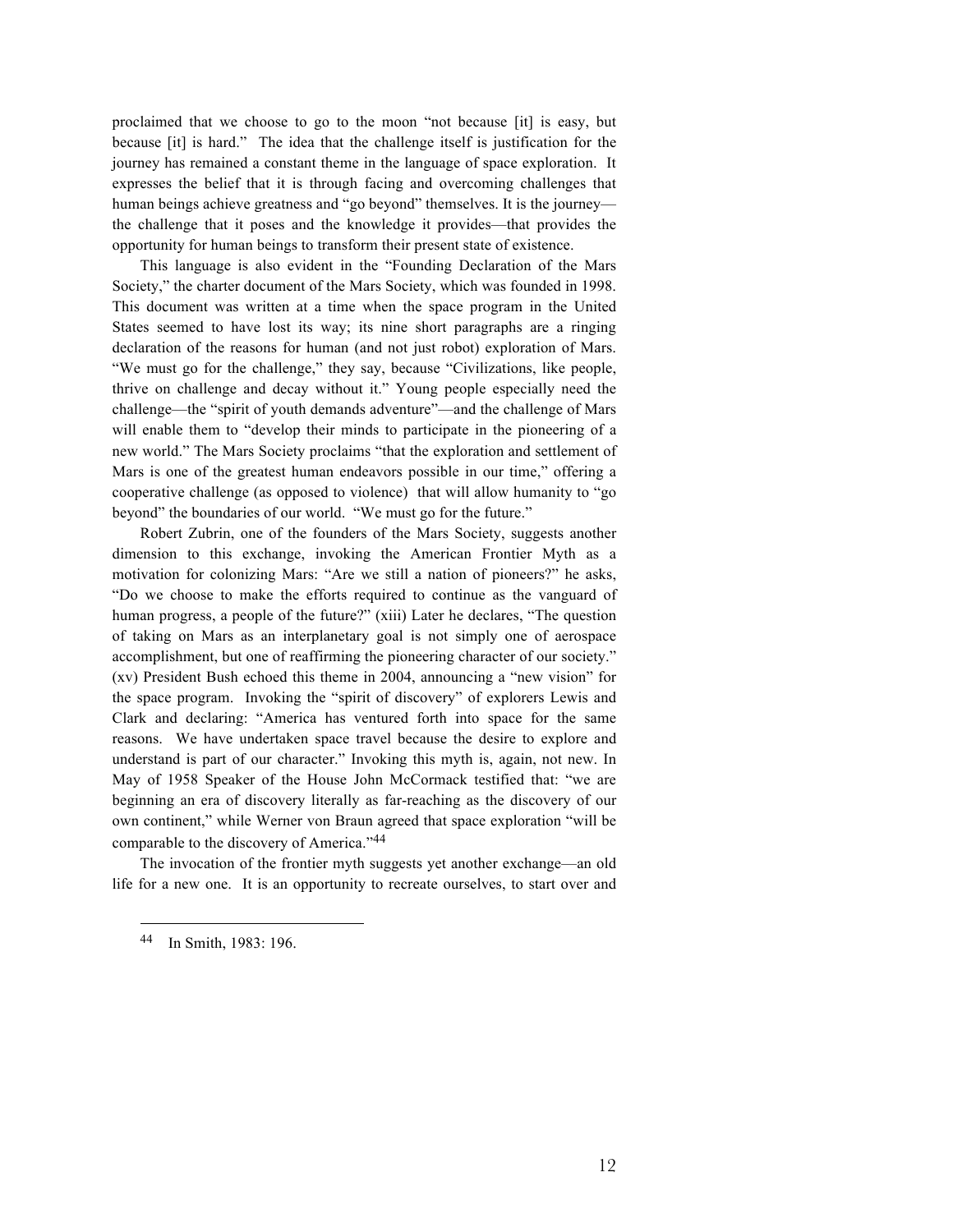proclaimed that we choose to go to the moon "not because [it] is easy, but because [it] is hard." The idea that the challenge itself is justification for the journey has remained a constant theme in the language of space exploration. It expresses the belief that it is through facing and overcoming challenges that human beings achieve greatness and "go beyond" themselves. It is the journey—the challenge that it poses and the knowledge it provides—that provides the opportunity for human beings to transform their present state of existence.

This language is also evident in the "Founding Declaration of the Mars Society," the charter document of the Mars Society, which was founded in 1998. This document was written at a time when the space program in the United States seemed to have lost its way; its nine short paragraphs are a ringing declaration of the reasons for human (and not just robot) exploration of Mars. "We must go for the challenge," they say, because "Civilizations, like people, thrive on challenge and decay without it." Young people especially need the challenge—the "spirit of youth demands adventure"—and the challenge of Mars will enable them to "develop their minds to participate in the pioneering of a new world." The Mars Society proclaims "that the exploration and settlement of Mars is one of the greatest human endeavors possible in our time," offering a cooperative challenge (as opposed to violence) that will allow humanity to "go beyond" the boundaries of our world. "We must go for the future."

Robert Zubrin, one of the founders of the Mars Society, suggests another dimension to this exchange, invoking the American Frontier Myth as a motivation for colonizing Mars: "Are we still a nation of pioneers?" he asks, "Do we choose to make the efforts required to continue as the vanguard of human progress, a people of the future?" (xiii) Later he declares, "The question of taking on Mars as an interplanetary goal is not simply one of aerospace accomplishment, but one of reaffirming the pioneering character of our society." (xv) President Bush echoed this theme in 2004, announcing a "new vision" for the space program. Invoking the "spirit of discovery" of explorers Lewis and Clark and declaring: "America has ventured forth into space for the same reasons. We have undertaken space travel because the desire to explore and understand is part of our character." Invoking this myth is, again, not new. In May of 1958 Speaker of the House John McCormack testified that: "we are beginning an era of discovery literally as far-reaching as the discovery of our own continent," while Werner von Braun agreed that space exploration "will be comparable to the discovery of America."[44]

The invocation of the frontier myth suggests yet another exchange—an old life for a new one. It is an opportunity to recreate ourselves, to start over and

[44] In Smith, 1983: 196.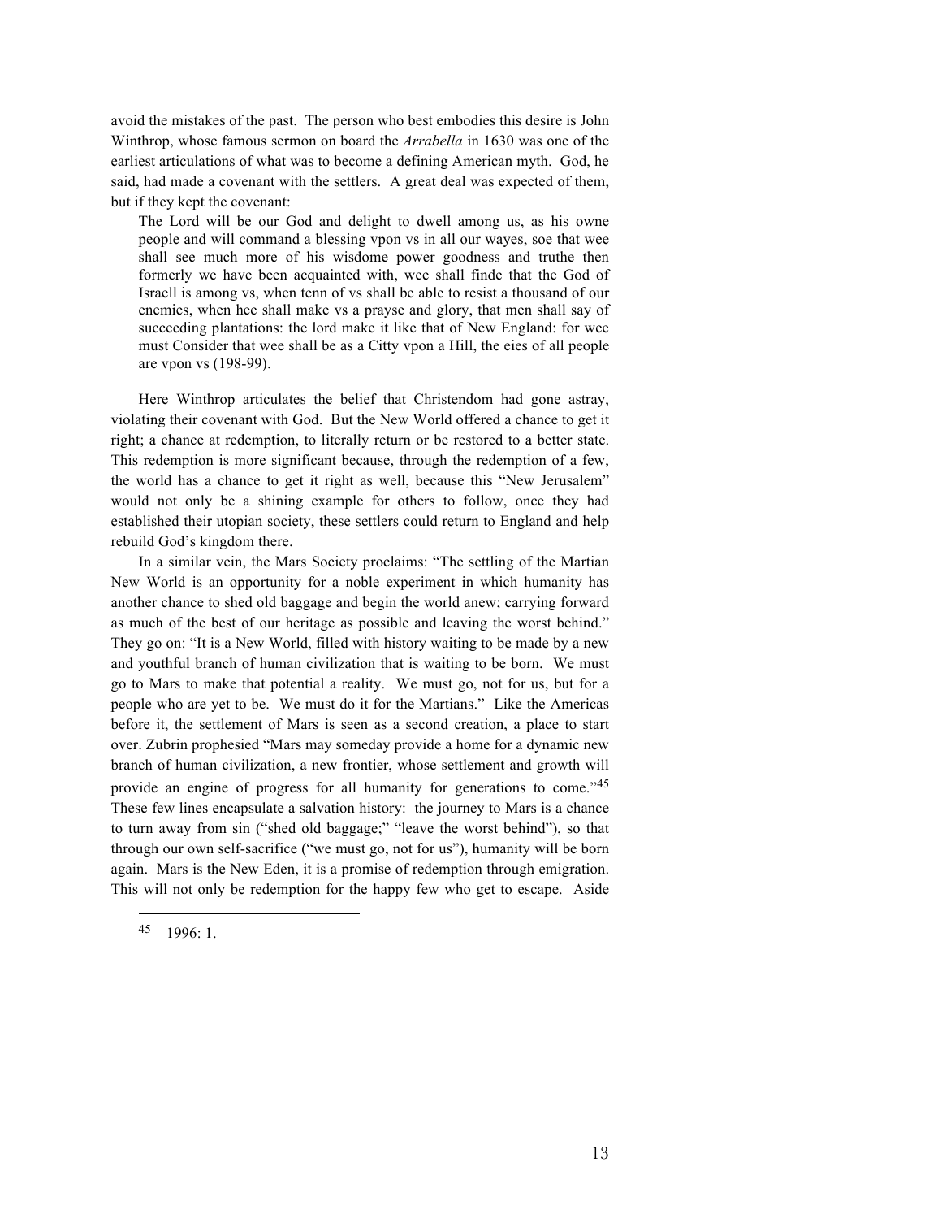avoid the mistakes of the past. The person who best embodies this desire is John Winthrop, whose famous sermon on board the *Arrabella* in 1630 was one of the earliest articulations of what was to become a defining American myth. God, he said, had made a covenant with the settlers. A great deal was expected of them, but if they kept the covenant:

> The Lord will be our God and delight to dwell among us, as his owne people and will command a blessing vpon vs in all our wayes, soe that wee shall see much more of his wisdome power goodness and truthe then formerly we have been acquainted with, wee shall finde that the God of Israell is among vs, when tenn of vs shall be able to resist a thousand of our enemies, when hee shall make vs a prayse and glory, that men shall say of succeeding plantations: the lord make it like that of New England: for wee must Consider that wee shall be as a Citty vpon a Hill, the eies of all people are vpon vs (198-99).

Here Winthrop articulates the belief that Christendom had gone astray, violating their covenant with God. But the New World offered a chance to get it right; a chance at redemption, to literally return or be restored to a better state. This redemption is more significant because, through the redemption of a few, the world has a chance to get it right as well, because this "New Jerusalem" would not only be a shining example for others to follow, once they had established their utopian society, these settlers could return to England and help rebuild God's kingdom there.

In a similar vein, the Mars Society proclaims: "The settling of the Martian New World is an opportunity for a noble experiment in which humanity has another chance to shed old baggage and begin the world anew; carrying forward as much of the best of our heritage as possible and leaving the worst behind." They go on: "It is a New World, filled with history waiting to be made by a new and youthful branch of human civilization that is waiting to be born. We must go to Mars to make that potential a reality. We must go, not for us, but for a people who are yet to be. We must do it for the Martians." Like the Americas before it, the settlement of Mars is seen as a second creation, a place to start over. Zubrin prophesied "Mars may someday provide a home for a dynamic new branch of human civilization, a new frontier, whose settlement and growth will provide an engine of progress for all humanity for generations to come."[45] These few lines encapsulate a salvation history: the journey to Mars is a chance to turn away from sin ("shed old baggage;" "leave the worst behind"), so that through our own self-sacrifice ("we must go, not for us"), humanity will be born again. Mars is the New Eden, it is a promise of redemption through emigration. This will not only be redemption for the happy few who get to escape. Aside

[45] 1996: 1.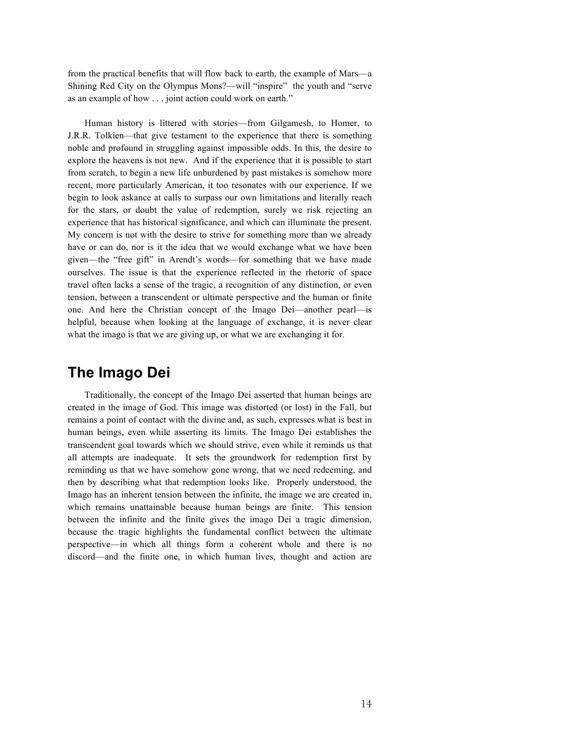from the practical benefits that will flow back to earth, the example of Mars—a Shining Red City on the Olympus Mons?—will "inspire" the youth and "serve as an example of how . . . joint action could work on earth."

Human history is littered with stories—from Gilgamesh, to Homer, to J.R.R. Tolkien—that give testament to the experience that there is something noble and profound in struggling against impossible odds. In this, the desire to explore the heavens is not new. And if the experience that it is possible to start from scratch, to begin a new life unburdened by past mistakes is somehow more recent, more particularly American, it too resonates with our experience. If we begin to look askance at calls to surpass our own limitations and literally reach for the stars, or doubt the value of redemption, surely we risk rejecting an experience that has historical significance, and which can illuminate the present. My concern is not with the desire to strive for something more than we already have or can do, nor is it the idea that we would exchange what we have been given—the "free gift" in Arendt's words—for something that we have made ourselves. The issue is that the experience reflected in the rhetoric of space travel often lacks a sense of the tragic, a recognition of any distinction, or even tension, between a transcendent or ultimate perspective and the human or finite one. And here the Christian concept of the Imago Dei—another pearl—is helpful, because when looking at the language of exchange, it is never clear what the imago is that we are giving up, or what we are exchanging it for.

## The Imago Dei

Traditionally, the concept of the Imago Dei asserted that human beings are created in the image of God. This image was distorted (or lost) in the Fall, but remains a point of contact with the divine and, as such, expresses what is best in human beings, even while asserting its limits. The Imago Dei establishes the transcendent goal towards which we should strive, even while it reminds us that all attempts are inadequate. It sets the groundwork for redemption first by reminding us that we have somehow gone wrong, that we need redeeming, and then by describing what that redemption looks like. Properly understood, the Imago has an inherent tension between the infinite, the image we are created in, which remains unattainable because human beings are finite. This tension between the infinite and the finite gives the imago Dei a tragic dimension, because the tragic highlights the fundamental conflict between the ultimate perspective—in which all things form a coherent whole and there is no discord—and the finite one, in which human lives, thought and action are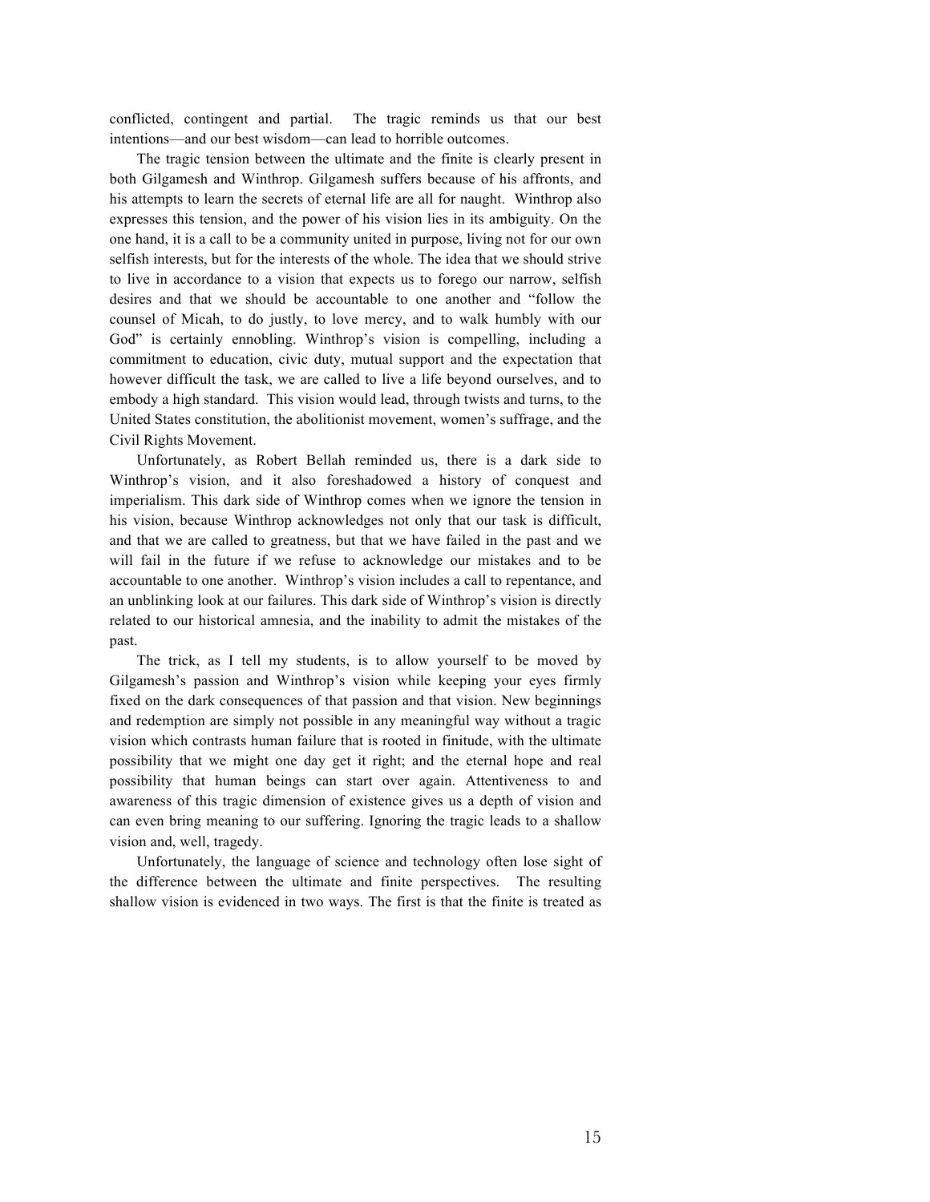conflicted, contingent and partial. The tragic reminds us that our best intentions—and our best wisdom—can lead to horrible outcomes.

The tragic tension between the ultimate and the finite is clearly present in both Gilgamesh and Winthrop. Gilgamesh suffers because of his affronts, and his attempts to learn the secrets of eternal life are all for naught. Winthrop also expresses this tension, and the power of his vision lies in its ambiguity. On the one hand, it is a call to be a community united in purpose, living not for our own selfish interests, but for the interests of the whole. The idea that we should strive to live in accordance to a vision that expects us to forego our narrow, selfish desires and that we should be accountable to one another and "follow the counsel of Micah, to do justly, to love mercy, and to walk humbly with our God" is certainly ennobling. Winthrop's vision is compelling, including a commitment to education, civic duty, mutual support and the expectation that however difficult the task, we are called to live a life beyond ourselves, and to embody a high standard. This vision would lead, through twists and turns, to the United States constitution, the abolitionist movement, women's suffrage, and the Civil Rights Movement.

Unfortunately, as Robert Bellah reminded us, there is a dark side to Winthrop's vision, and it also foreshadowed a history of conquest and imperialism. This dark side of Winthrop comes when we ignore the tension in his vision, because Winthrop acknowledges not only that our task is difficult, and that we are called to greatness, but that we have failed in the past and we will fail in the future if we refuse to acknowledge our mistakes and to be accountable to one another. Winthrop's vision includes a call to repentance, and an unblinking look at our failures. This dark side of Winthrop's vision is directly related to our historical amnesia, and the inability to admit the mistakes of the past.

The trick, as I tell my students, is to allow yourself to be moved by Gilgamesh's passion and Winthrop's vision while keeping your eyes firmly fixed on the dark consequences of that passion and that vision. New beginnings and redemption are simply not possible in any meaningful way without a tragic vision which contrasts human failure that is rooted in finitude, with the ultimate possibility that we might one day get it right; and the eternal hope and real possibility that human beings can start over again. Attentiveness to and awareness of this tragic dimension of existence gives us a depth of vision and can even bring meaning to our suffering. Ignoring the tragic leads to a shallow vision and, well, tragedy.

Unfortunately, the language of science and technology often lose sight of the difference between the ultimate and finite perspectives. The resulting shallow vision is evidenced in two ways. The first is that the finite is treated as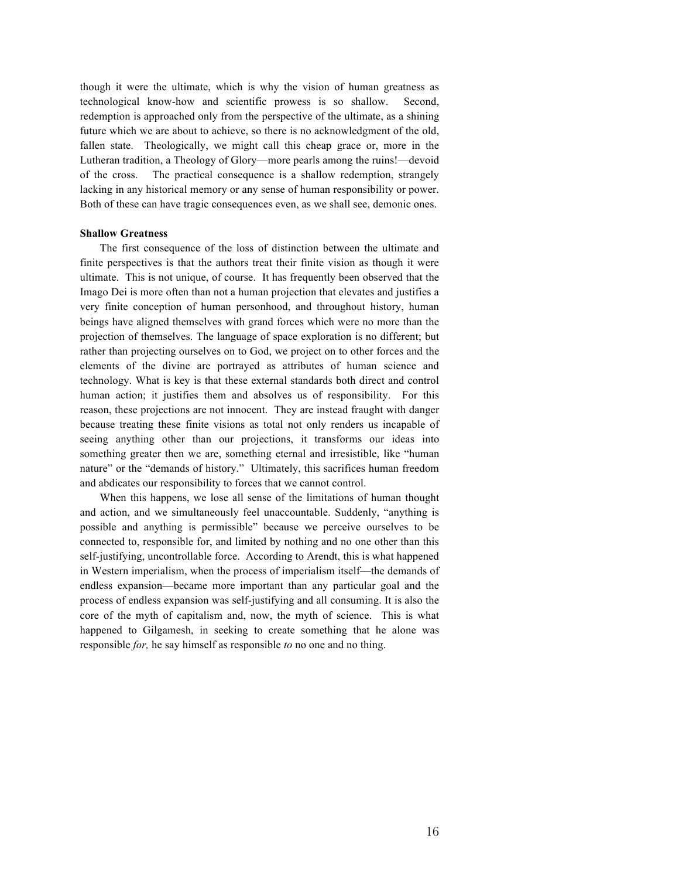though it were the ultimate, which is why the vision of human greatness as technological know-how and scientific prowess is so shallow. Second, redemption is approached only from the perspective of the ultimate, as a shining future which we are about to achieve, so there is no acknowledgment of the old, fallen state. Theologically, we might call this cheap grace or, more in the Lutheran tradition, a Theology of Glory—more pearls among the ruins!—devoid of the cross. The practical consequence is a shallow redemption, strangely lacking in any historical memory or any sense of human responsibility or power. Both of these can have tragic consequences even, as we shall see, demonic ones.

**Shallow Greatness**

The first consequence of the loss of distinction between the ultimate and finite perspectives is that the authors treat their finite vision as though it were ultimate. This is not unique, of course. It has frequently been observed that the Imago Dei is more often than not a human projection that elevates and justifies a very finite conception of human personhood, and throughout history, human beings have aligned themselves with grand forces which were no more than the projection of themselves. The language of space exploration is no different; but rather than projecting ourselves on to God, we project on to other forces and the elements of the divine are portrayed as attributes of human science and technology. What is key is that these external standards both direct and control human action; it justifies them and absolves us of responsibility. For this reason, these projections are not innocent. They are instead fraught with danger because treating these finite visions as total not only renders us incapable of seeing anything other than our projections, it transforms our ideas into something greater then we are, something eternal and irresistible, like "human nature" or the "demands of history." Ultimately, this sacrifices human freedom and abdicates our responsibility to forces that we cannot control.

When this happens, we lose all sense of the limitations of human thought and action, and we simultaneously feel unaccountable. Suddenly, "anything is possible and anything is permissible" because we perceive ourselves to be connected to, responsible for, and limited by nothing and no one other than this self-justifying, uncontrollable force. According to Arendt, this is what happened in Western imperialism, when the process of imperialism itself—the demands of endless expansion—became more important than any particular goal and the process of endless expansion was self-justifying and all consuming. It is also the core of the myth of capitalism and, now, the myth of science. This is what happened to Gilgamesh, in seeking to create something that he alone was responsible *for,* he say himself as responsible *to* no one and no thing.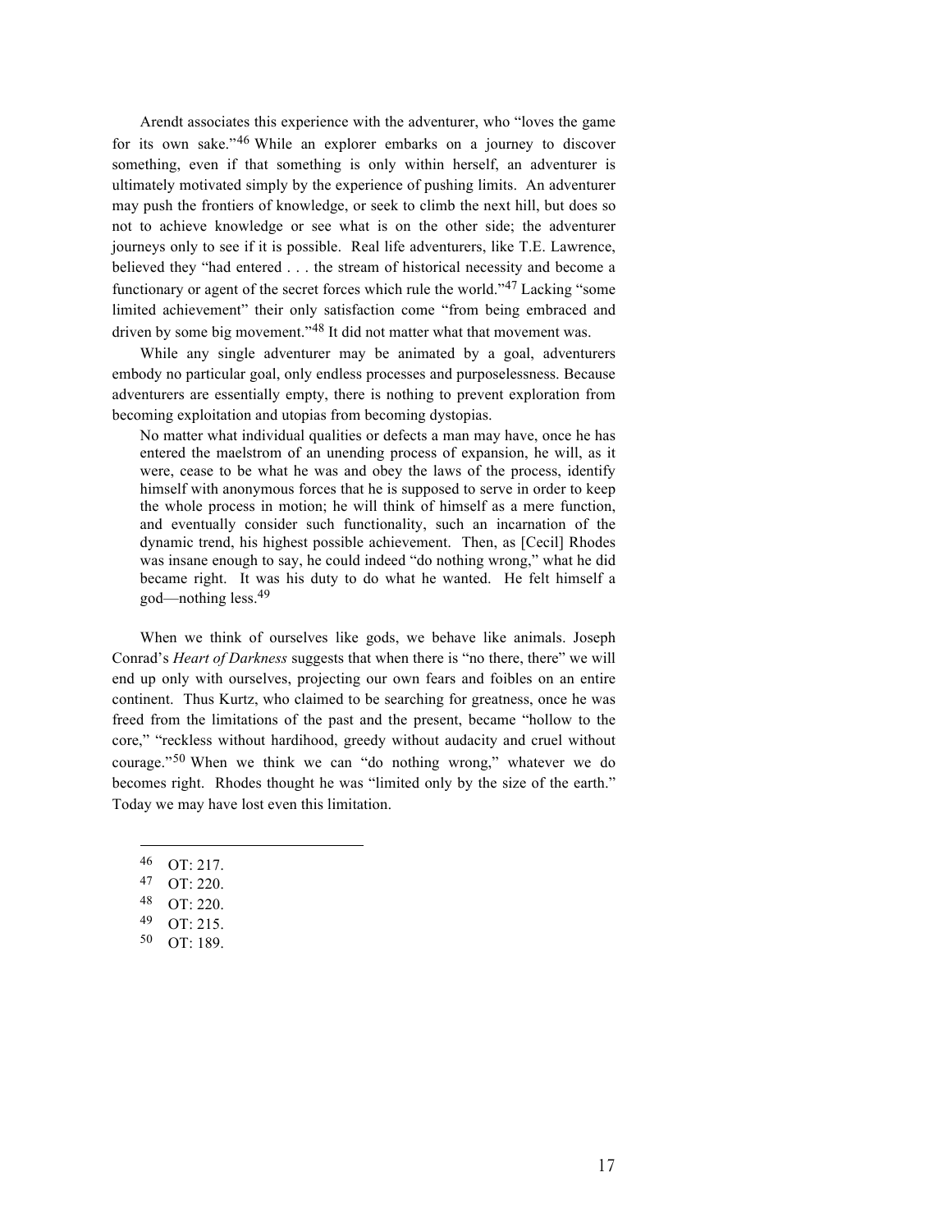Arendt associates this experience with the adventurer, who "loves the game for its own sake."[46] While an explorer embarks on a journey to discover something, even if that something is only within herself, an adventurer is ultimately motivated simply by the experience of pushing limits. An adventurer may push the frontiers of knowledge, or seek to climb the next hill, but does so not to achieve knowledge or see what is on the other side; the adventurer journeys only to see if it is possible. Real life adventurers, like T.E. Lawrence, believed they "had entered . . . the stream of historical necessity and become a functionary or agent of the secret forces which rule the world."[47] Lacking "some limited achievement" their only satisfaction come "from being embraced and driven by some big movement."[48] It did not matter what that movement was.

While any single adventurer may be animated by a goal, adventurers embody no particular goal, only endless processes and purposelessness. Because adventurers are essentially empty, there is nothing to prevent exploration from becoming exploitation and utopias from becoming dystopias.

> No matter what individual qualities or defects a man may have, once he has entered the maelstrom of an unending process of expansion, he will, as it were, cease to be what he was and obey the laws of the process, identify himself with anonymous forces that he is supposed to serve in order to keep the whole process in motion; he will think of himself as a mere function, and eventually consider such functionality, such an incarnation of the dynamic trend, his highest possible achievement. Then, as [Cecil] Rhodes was insane enough to say, he could indeed "do nothing wrong," what he did became right. It was his duty to do what he wanted. He felt himself a god—nothing less.[49]

When we think of ourselves like gods, we behave like animals. Joseph Conrad's *Heart of Darkness* suggests that when there is "no there, there" we will end up only with ourselves, projecting our own fears and foibles on an entire continent. Thus Kurtz, who claimed to be searching for greatness, once he was freed from the limitations of the past and the present, became "hollow to the core," "reckless without hardihood, greedy without audacity and cruel without courage."[50] When we think we can "do nothing wrong," whatever we do becomes right. Rhodes thought he was "limited only by the size of the earth." Today we may have lost even this limitation.

---

[46] OT: 217.

[47] OT: 220.

[48] OT: 220.

[49] OT: 215.

[50] OT: 189.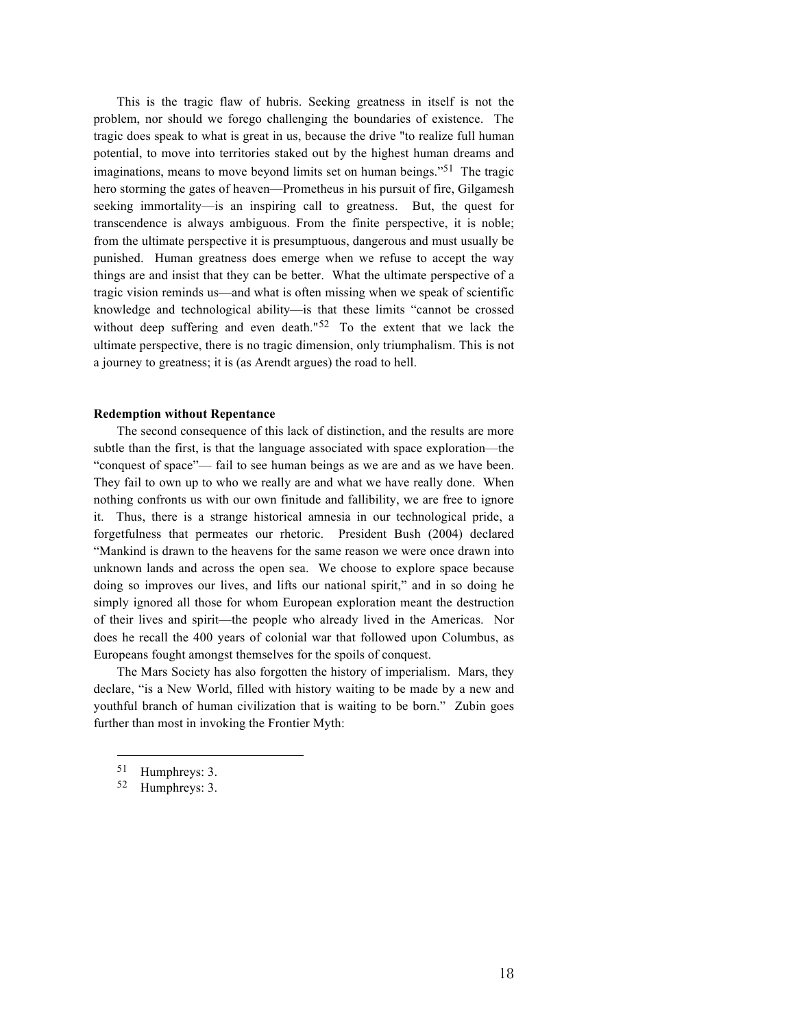This is the tragic flaw of hubris. Seeking greatness in itself is not the problem, nor should we forego challenging the boundaries of existence. The tragic does speak to what is great in us, because the drive "to realize full human potential, to move into territories staked out by the highest human dreams and imaginations, means to move beyond limits set on human beings."[51] The tragic hero storming the gates of heaven—Prometheus in his pursuit of fire, Gilgamesh seeking immortality—is an inspiring call to greatness. But, the quest for transcendence is always ambiguous. From the finite perspective, it is noble; from the ultimate perspective it is presumptuous, dangerous and must usually be punished. Human greatness does emerge when we refuse to accept the way things are and insist that they can be better. What the ultimate perspective of a tragic vision reminds us—and what is often missing when we speak of scientific knowledge and technological ability—is that these limits "cannot be crossed without deep suffering and even death."[52] To the extent that we lack the ultimate perspective, there is no tragic dimension, only triumphalism. This is not a journey to greatness; it is (as Arendt argues) the road to hell.

**Redemption without Repentance**

The second consequence of this lack of distinction, and the results are more subtle than the first, is that the language associated with space exploration—the "conquest of space"— fail to see human beings as we are and as we have been. They fail to own up to who we really are and what we have really done. When nothing confronts us with our own finitude and fallibility, we are free to ignore it. Thus, there is a strange historical amnesia in our technological pride, a forgetfulness that permeates our rhetoric. President Bush (2004) declared "Mankind is drawn to the heavens for the same reason we were once drawn into unknown lands and across the open sea. We choose to explore space because doing so improves our lives, and lifts our national spirit," and in so doing he simply ignored all those for whom European exploration meant the destruction of their lives and spirit—the people who already lived in the Americas. Nor does he recall the 400 years of colonial war that followed upon Columbus, as Europeans fought amongst themselves for the spoils of conquest.

The Mars Society has also forgotten the history of imperialism. Mars, they declare, "is a New World, filled with history waiting to be made by a new and youthful branch of human civilization that is waiting to be born." Zubin goes further than most in invoking the Frontier Myth:

---

[51] Humphreys: 3.

[52] Humphreys: 3.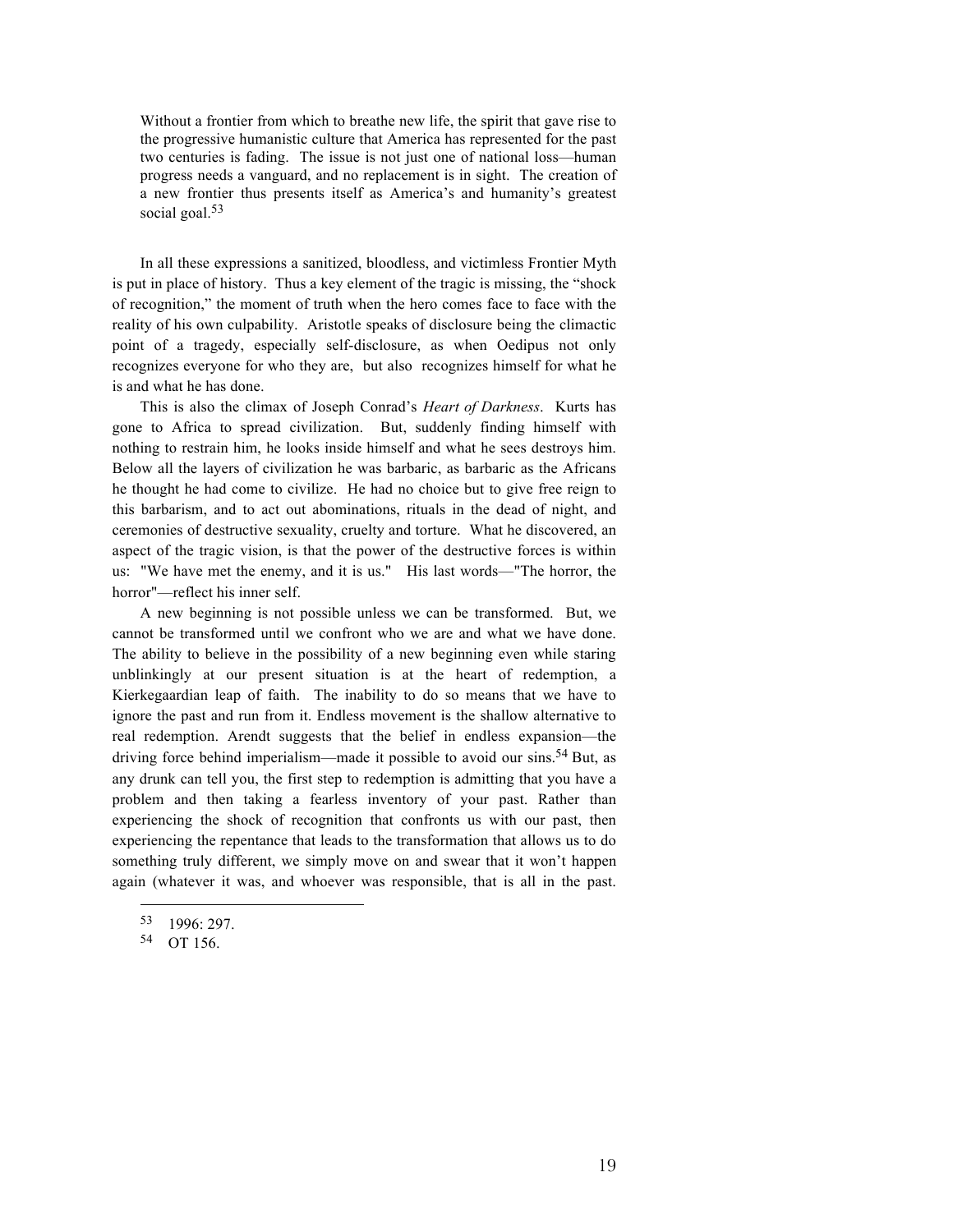> Without a frontier from which to breathe new life, the spirit that gave rise to the progressive humanistic culture that America has represented for the past two centuries is fading. The issue is not just one of national loss—human progress needs a vanguard, and no replacement is in sight. The creation of a new frontier thus presents itself as America's and humanity's greatest social goal.[53]

In all these expressions a sanitized, bloodless, and victimless Frontier Myth is put in place of history. Thus a key element of the tragic is missing, the "shock of recognition," the moment of truth when the hero comes face to face with the reality of his own culpability. Aristotle speaks of disclosure being the climactic point of a tragedy, especially self-disclosure, as when Oedipus not only recognizes everyone for who they are, but also recognizes himself for what he is and what he has done.

This is also the climax of Joseph Conrad's *Heart of Darkness*. Kurts has gone to Africa to spread civilization. But, suddenly finding himself with nothing to restrain him, he looks inside himself and what he sees destroys him. Below all the layers of civilization he was barbaric, as barbaric as the Africans he thought he had come to civilize. He had no choice but to give free reign to this barbarism, and to act out abominations, rituals in the dead of night, and ceremonies of destructive sexuality, cruelty and torture. What he discovered, an aspect of the tragic vision, is that the power of the destructive forces is within us: "We have met the enemy, and it is us." His last words—"The horror, the horror"—reflect his inner self.

A new beginning is not possible unless we can be transformed. But, we cannot be transformed until we confront who we are and what we have done. The ability to believe in the possibility of a new beginning even while staring unblinkingly at our present situation is at the heart of redemption, a Kierkegaardian leap of faith. The inability to do so means that we have to ignore the past and run from it. Endless movement is the shallow alternative to real redemption. Arendt suggests that the belief in endless expansion—the driving force behind imperialism—made it possible to avoid our sins.[54] But, as any drunk can tell you, the first step to redemption is admitting that you have a problem and then taking a fearless inventory of your past. Rather than experiencing the shock of recognition that confronts us with our past, then experiencing the repentance that leads to the transformation that allows us to do something truly different, we simply move on and swear that it won't happen again (whatever it was, and whoever was responsible, that is all in the past.

---

[53] 1996: 297.

[54] OT 156.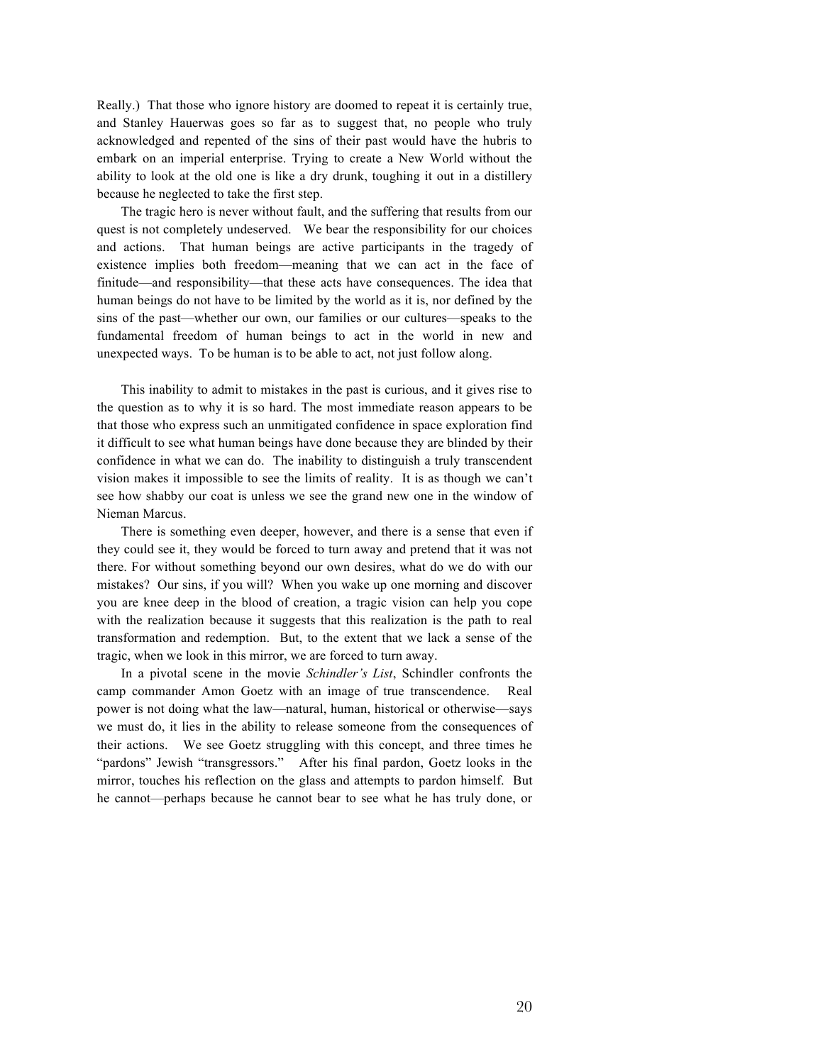Really.) That those who ignore history are doomed to repeat it is certainly true, and Stanley Hauerwas goes so far as to suggest that, no people who truly acknowledged and repented of the sins of their past would have the hubris to embark on an imperial enterprise. Trying to create a New World without the ability to look at the old one is like a dry drunk, toughing it out in a distillery because he neglected to take the first step.

The tragic hero is never without fault, and the suffering that results from our quest is not completely undeserved. We bear the responsibility for our choices and actions. That human beings are active participants in the tragedy of existence implies both freedom—meaning that we can act in the face of finitude—and responsibility—that these acts have consequences. The idea that human beings do not have to be limited by the world as it is, nor defined by the sins of the past—whether our own, our families or our cultures—speaks to the fundamental freedom of human beings to act in the world in new and unexpected ways. To be human is to be able to act, not just follow along.

This inability to admit to mistakes in the past is curious, and it gives rise to the question as to why it is so hard. The most immediate reason appears to be that those who express such an unmitigated confidence in space exploration find it difficult to see what human beings have done because they are blinded by their confidence in what we can do. The inability to distinguish a truly transcendent vision makes it impossible to see the limits of reality. It is as though we can't see how shabby our coat is unless we see the grand new one in the window of Nieman Marcus.

There is something even deeper, however, and there is a sense that even if they could see it, they would be forced to turn away and pretend that it was not there. For without something beyond our own desires, what do we do with our mistakes? Our sins, if you will? When you wake up one morning and discover you are knee deep in the blood of creation, a tragic vision can help you cope with the realization because it suggests that this realization is the path to real transformation and redemption. But, to the extent that we lack a sense of the tragic, when we look in this mirror, we are forced to turn away.

In a pivotal scene in the movie *Schindler's List*, Schindler confronts the camp commander Amon Goetz with an image of true transcendence. Real power is not doing what the law—natural, human, historical or otherwise—says we must do, it lies in the ability to release someone from the consequences of their actions. We see Goetz struggling with this concept, and three times he "pardons" Jewish "transgressors." After his final pardon, Goetz looks in the mirror, touches his reflection on the glass and attempts to pardon himself. But he cannot—perhaps because he cannot bear to see what he has truly done, or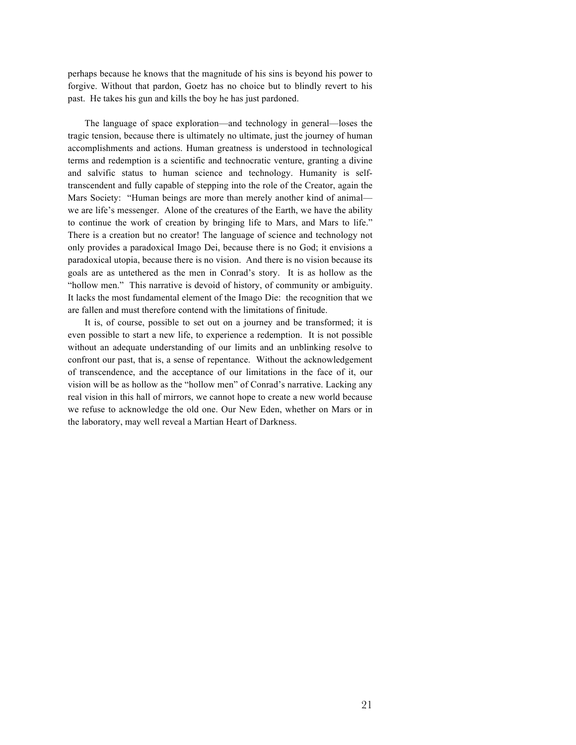perhaps because he knows that the magnitude of his sins is beyond his power to forgive. Without that pardon, Goetz has no choice but to blindly revert to his past. He takes his gun and kills the boy he has just pardoned.

The language of space exploration—and technology in general—loses the tragic tension, because there is ultimately no ultimate, just the journey of human accomplishments and actions. Human greatness is understood in technological terms and redemption is a scientific and technocratic venture, granting a divine and salvific status to human science and technology. Humanity is self-transcendent and fully capable of stepping into the role of the Creator, again the Mars Society: "Human beings are more than merely another kind of animal—we are life's messenger. Alone of the creatures of the Earth, we have the ability to continue the work of creation by bringing life to Mars, and Mars to life." There is a creation but no creator! The language of science and technology not only provides a paradoxical Imago Dei, because there is no God; it envisions a paradoxical utopia, because there is no vision. And there is no vision because its goals are as untethered as the men in Conrad's story. It is as hollow as the "hollow men." This narrative is devoid of history, of community or ambiguity. It lacks the most fundamental element of the Imago Die: the recognition that we are fallen and must therefore contend with the limitations of finitude.

It is, of course, possible to set out on a journey and be transformed; it is even possible to start a new life, to experience a redemption. It is not possible without an adequate understanding of our limits and an unblinking resolve to confront our past, that is, a sense of repentance. Without the acknowledgement of transcendence, and the acceptance of our limitations in the face of it, our vision will be as hollow as the "hollow men" of Conrad's narrative. Lacking any real vision in this hall of mirrors, we cannot hope to create a new world because we refuse to acknowledge the old one. Our New Eden, whether on Mars or in the laboratory, may well reveal a Martian Heart of Darkness.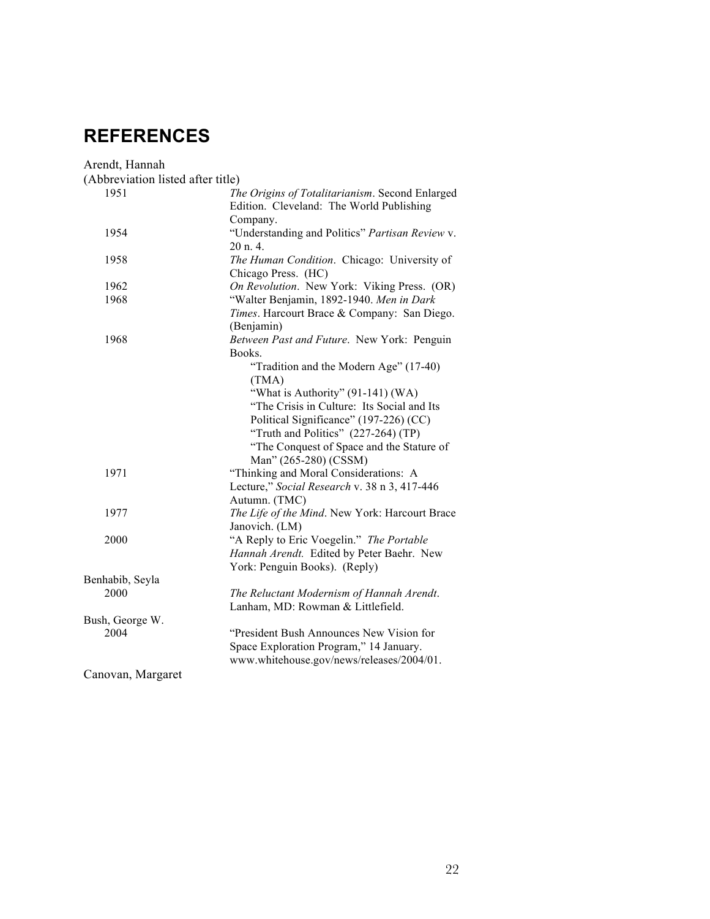## REFERENCES

Arendt, Hannah
(Abbreviation listed after title)

1951 *The Origins of Totalitarianism*. Second Enlarged Edition. Cleveland: The World Publishing Company.

1954 "Understanding and Politics" *Partisan Review* v. 20 n. 4.

1958 *The Human Condition*. Chicago: University of Chicago Press. (HC)

1962 *On Revolution*. New York: Viking Press. (OR)

1968 "Walter Benjamin, 1892-1940. *Men in Dark Times*. Harcourt Brace & Company: San Diego. (Benjamin)

1968 *Between Past and Future*. New York: Penguin Books.
- "Tradition and the Modern Age" (17-40) (TMA)
- "What is Authority" (91-141) (WA)
- "The Crisis in Culture: Its Social and Its Political Significance" (197-226) (CC)
- "Truth and Politics" (227-264) (TP)
- "The Conquest of Space and the Stature of Man" (265-280) (CSSM)

1971 "Thinking and Moral Considerations: A Lecture," *Social Research* v. 38 n 3, 417-446 Autumn. (TMC)

1977 *The Life of the Mind*. New York: Harcourt Brace Janovich. (LM)

2000 "A Reply to Eric Voegelin." *The Portable Hannah Arendt.* Edited by Peter Baehr. New York: Penguin Books). (Reply)

Benhabib, Seyla

2000 *The Reluctant Modernism of Hannah Arendt*. Lanham, MD: Rowman & Littlefield.

Bush, George W.

2004 "President Bush Announces New Vision for Space Exploration Program," 14 January. www.whitehouse.gov/news/releases/2004/01.

Canovan, Margaret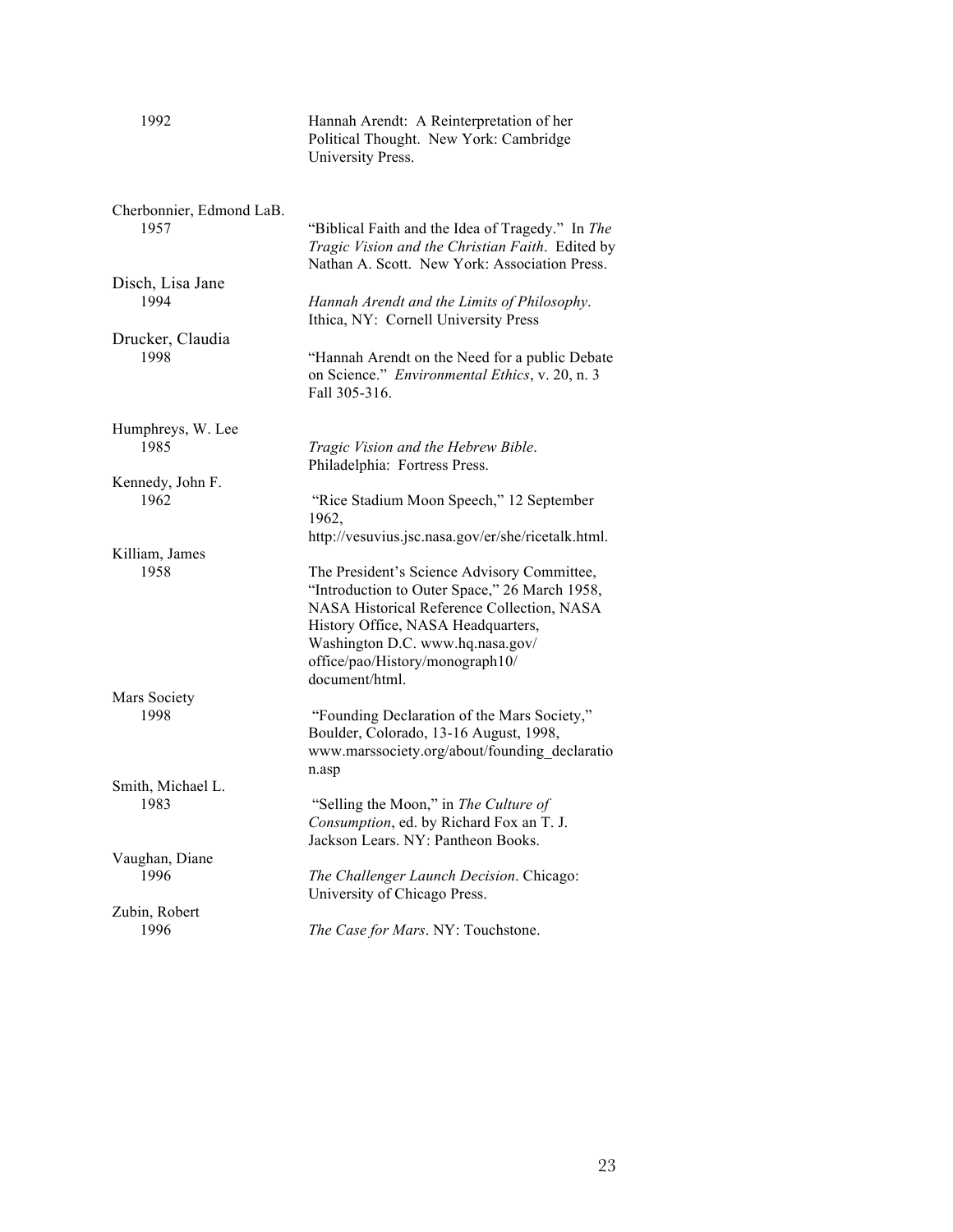1992
Hannah Arendt: A Reinterpretation of her Political Thought. New York: Cambridge University Press.

Cherbonnier, Edmond LaB.
1957
"Biblical Faith and the Idea of Tragedy." In *The Tragic Vision and the Christian Faith*. Edited by Nathan A. Scott. New York: Association Press.

Disch, Lisa Jane
1994
*Hannah Arendt and the Limits of Philosophy*. Ithica, NY: Cornell University Press

Drucker, Claudia
1998
"Hannah Arendt on the Need for a public Debate on Science." *Environmental Ethics*, v. 20, n. 3 Fall 305-316.

Humphreys, W. Lee
1985
*Tragic Vision and the Hebrew Bible*. Philadelphia: Fortress Press.

Kennedy, John F.
1962
"Rice Stadium Moon Speech," 12 September 1962, http://vesuvius.jsc.nasa.gov/er/she/ricetalk.html.

Killiam, James
1958
The President's Science Advisory Committee, "Introduction to Outer Space," 26 March 1958, NASA Historical Reference Collection, NASA History Office, NASA Headquarters, Washington D.C. www.hq.nasa.gov/office/pao/History/monograph10/document/html.

Mars Society
1998
"Founding Declaration of the Mars Society," Boulder, Colorado, 13-16 August, 1998, www.marssociety.org/about/founding_declaration.asp

Smith, Michael L.
1983
"Selling the Moon," in *The Culture of Consumption*, ed. by Richard Fox an T. J. Jackson Lears. NY: Pantheon Books.

Vaughan, Diane
1996
*The Challenger Launch Decision*. Chicago: University of Chicago Press.

Zubin, Robert
1996
*The Case for Mars*. NY: Touchstone.